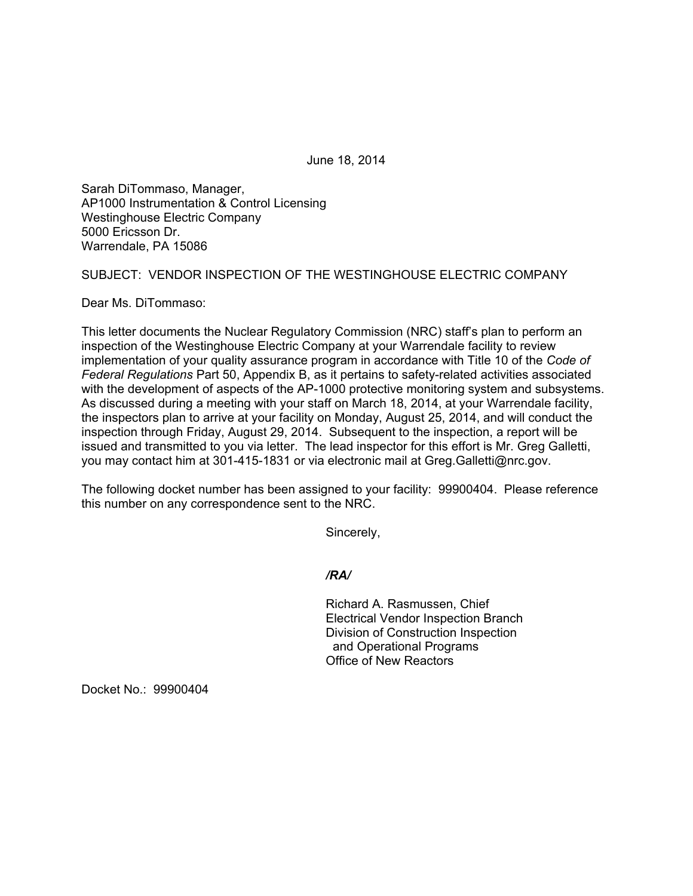June 18, 2014

Sarah DiTommaso, Manager,
AP1000 Instrumentation & Control Licensing
Westinghouse Electric Company
5000 Ericsson Dr.
Warrendale, PA 15086

SUBJECT: VENDOR INSPECTION OF THE WESTINGHOUSE ELECTRIC COMPANY

Dear Ms. DiTommaso:

This letter documents the Nuclear Regulatory Commission (NRC) staff's plan to perform an inspection of the Westinghouse Electric Company at your Warrendale facility to review implementation of your quality assurance program in accordance with Title 10 of the *Code of Federal Regulations* Part 50, Appendix B, as it pertains to safety-related activities associated with the development of aspects of the AP-1000 protective monitoring system and subsystems. As discussed during a meeting with your staff on March 18, 2014, at your Warrendale facility, the inspectors plan to arrive at your facility on Monday, August 25, 2014, and will conduct the inspection through Friday, August 29, 2014. Subsequent to the inspection, a report will be issued and transmitted to you via letter. The lead inspector for this effort is Mr. Greg Galletti, you may contact him at 301-415-1831 or via electronic mail at Greg.Galletti@nrc.gov.

The following docket number has been assigned to your facility: 99900404. Please reference this number on any correspondence sent to the NRC.

Sincerely,

***/RA/***

Richard A. Rasmussen, Chief
Electrical Vendor Inspection Branch
Division of Construction Inspection
and Operational Programs
Office of New Reactors

Docket No.: 99900404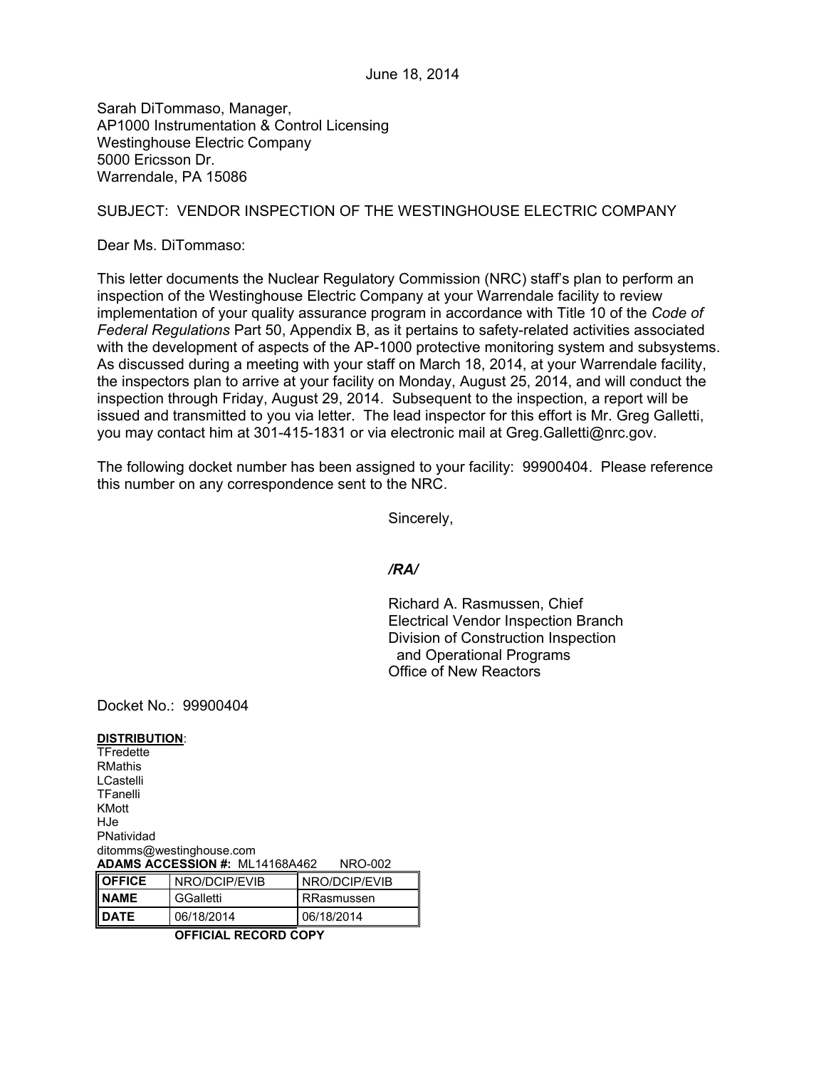June 18, 2014

Sarah DiTommaso, Manager,
AP1000 Instrumentation & Control Licensing
Westinghouse Electric Company
5000 Ericsson Dr.
Warrendale, PA 15086

SUBJECT: VENDOR INSPECTION OF THE WESTINGHOUSE ELECTRIC COMPANY

Dear Ms. DiTommaso:

This letter documents the Nuclear Regulatory Commission (NRC) staff's plan to perform an inspection of the Westinghouse Electric Company at your Warrendale facility to review implementation of your quality assurance program in accordance with Title 10 of the *Code of Federal Regulations* Part 50, Appendix B, as it pertains to safety-related activities associated with the development of aspects of the AP-1000 protective monitoring system and subsystems. As discussed during a meeting with your staff on March 18, 2014, at your Warrendale facility, the inspectors plan to arrive at your facility on Monday, August 25, 2014, and will conduct the inspection through Friday, August 29, 2014. Subsequent to the inspection, a report will be issued and transmitted to you via letter. The lead inspector for this effort is Mr. Greg Galletti, you may contact him at 301-415-1831 or via electronic mail at Greg.Galletti@nrc.gov.

The following docket number has been assigned to your facility: 99900404. Please reference this number on any correspondence sent to the NRC.

Sincerely,

*/RA/*

Richard A. Rasmussen, Chief
Electrical Vendor Inspection Branch
Division of Construction Inspection
and Operational Programs
Office of New Reactors

Docket No.: 99900404

**DISTRIBUTION**:
TFredette
RMathis
LCastelli
TFanelli
KMott
HJe
PNatividad
ditomms@westinghouse.com

**ADAMS ACCESSION #:** ML14168A462 NRO-002

| **OFFICE** | NRO/DCIP/EVIB | NRO/DCIP/EVIB |
|---|---|---|
| **NAME** | GGalletti | RRasmussen |
| **DATE** | 06/18/2014 | 06/18/2014 |

**OFFICIAL RECORD COPY**